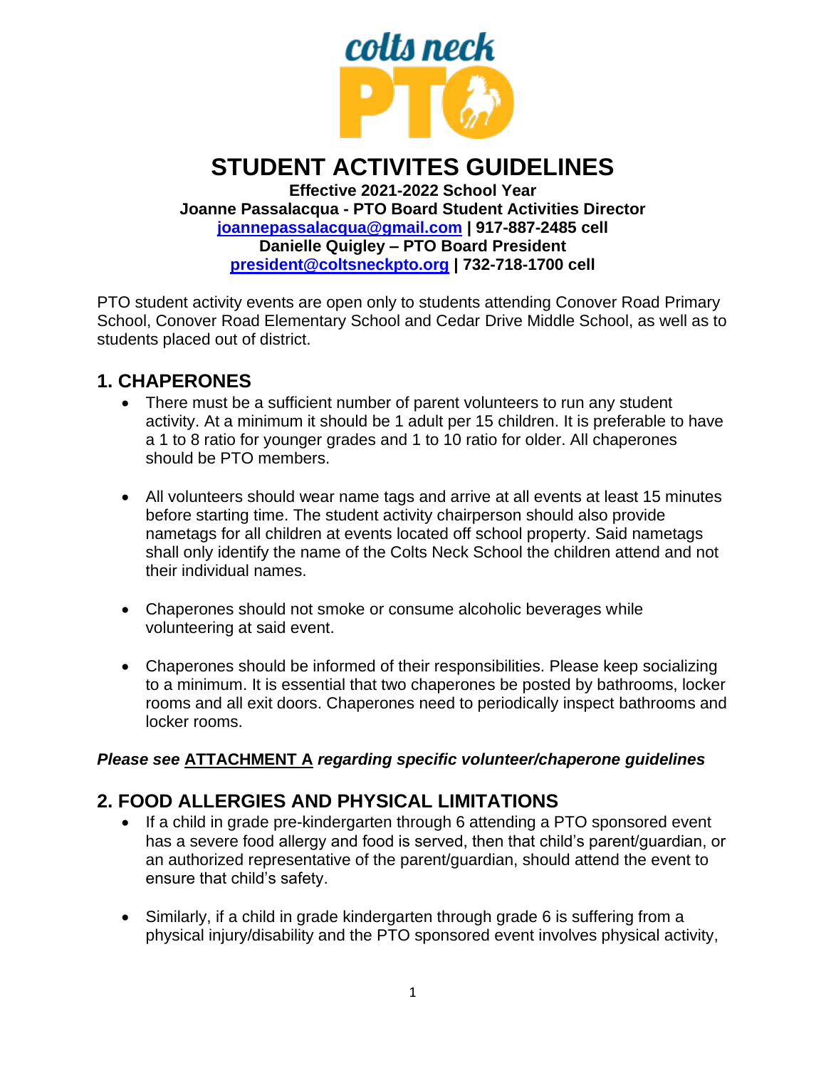# STUDENT ACTIVITES GUIDELINES

**Effective 2021-2022 School Year**
**Joanne Passalacqua - PTO Board Student Activities Director**
**joannepassalacqua@gmail.com | 917-887-2485 cell**
**Danielle Quigley – PTO Board President**
**president@coltsneckpto.org | 732-718-1700 cell**

PTO student activity events are open only to students attending Conover Road Primary School, Conover Road Elementary School and Cedar Drive Middle School, as well as to students placed out of district.

## 1. CHAPERONES

- There must be a sufficient number of parent volunteers to run any student activity. At a minimum it should be 1 adult per 15 children. It is preferable to have a 1 to 8 ratio for younger grades and 1 to 10 ratio for older. All chaperones should be PTO members.

- All volunteers should wear name tags and arrive at all events at least 15 minutes before starting time. The student activity chairperson should also provide nametags for all children at events located off school property. Said nametags shall only identify the name of the Colts Neck School the children attend and not their individual names.

- Chaperones should not smoke or consume alcoholic beverages while volunteering at said event.

- Chaperones should be informed of their responsibilities. Please keep socializing to a minimum. It is essential that two chaperones be posted by bathrooms, locker rooms and all exit doors. Chaperones need to periodically inspect bathrooms and locker rooms.

***Please see ATTACHMENT A regarding specific volunteer/chaperone guidelines***

## 2. FOOD ALLERGIES AND PHYSICAL LIMITATIONS

- If a child in grade pre-kindergarten through 6 attending a PTO sponsored event has a severe food allergy and food is served, then that child's parent/guardian, or an authorized representative of the parent/guardian, should attend the event to ensure that child's safety.

- Similarly, if a child in grade kindergarten through grade 6 is suffering from a physical injury/disability and the PTO sponsored event involves physical activity,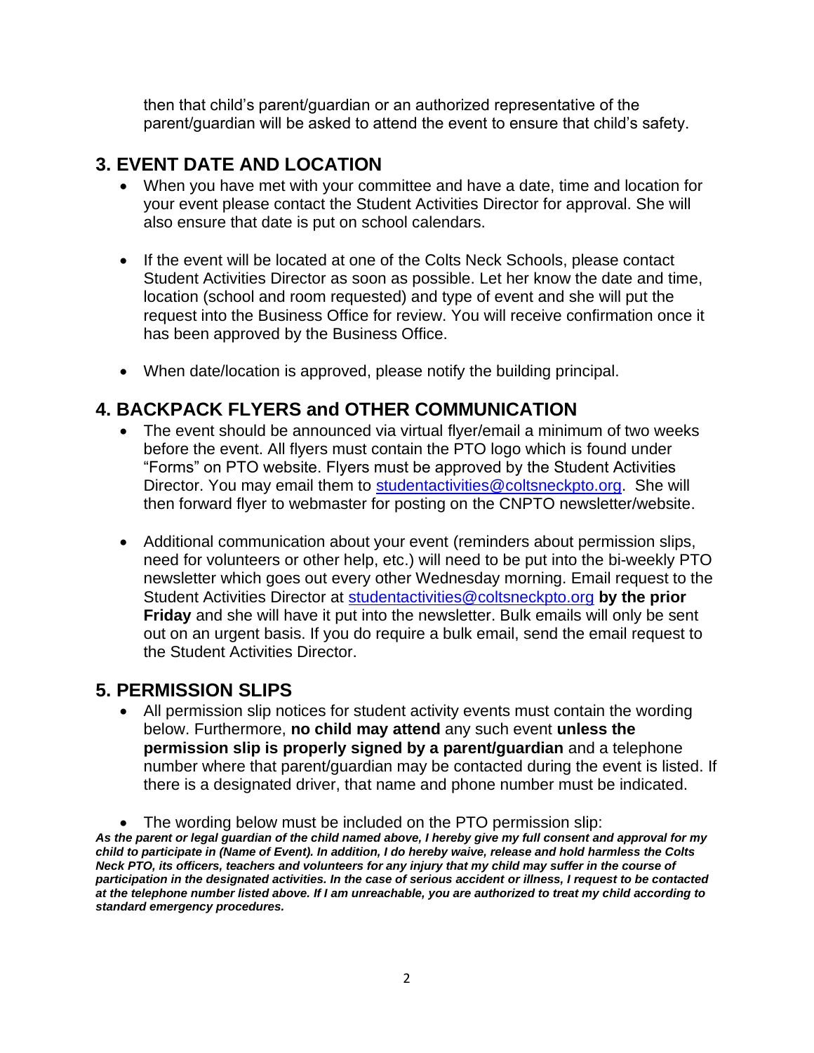then that child's parent/guardian or an authorized representative of the parent/guardian will be asked to attend the event to ensure that child's safety.

## 3. EVENT DATE AND LOCATION

- When you have met with your committee and have a date, time and location for your event please contact the Student Activities Director for approval. She will also ensure that date is put on school calendars.
- If the event will be located at one of the Colts Neck Schools, please contact Student Activities Director as soon as possible. Let her know the date and time, location (school and room requested) and type of event and she will put the request into the Business Office for review. You will receive confirmation once it has been approved by the Business Office.
- When date/location is approved, please notify the building principal.

## 4. BACKPACK FLYERS and OTHER COMMUNICATION

- The event should be announced via virtual flyer/email a minimum of two weeks before the event. All flyers must contain the PTO logo which is found under "Forms" on PTO website. Flyers must be approved by the Student Activities Director. You may email them to studentactivities@coltsneckpto.org. She will then forward flyer to webmaster for posting on the CNPTO newsletter/website.
- Additional communication about your event (reminders about permission slips, need for volunteers or other help, etc.) will need to be put into the bi-weekly PTO newsletter which goes out every other Wednesday morning. Email request to the Student Activities Director at studentactivities@coltsneckpto.org **by the prior Friday** and she will have it put into the newsletter. Bulk emails will only be sent out on an urgent basis. If you do require a bulk email, send the email request to the Student Activities Director.

## 5. PERMISSION SLIPS

- All permission slip notices for student activity events must contain the wording below. Furthermore, **no child may attend** any such event **unless the permission slip is properly signed by a parent/guardian** and a telephone number where that parent/guardian may be contacted during the event is listed. If there is a designated driver, that name and phone number must be indicated.
- The wording below must be included on the PTO permission slip:

***As the parent or legal guardian of the child named above, I hereby give my full consent and approval for my child to participate in (Name of Event). In addition, I do hereby waive, release and hold harmless the Colts Neck PTO, its officers, teachers and volunteers for any injury that my child may suffer in the course of participation in the designated activities. In the case of serious accident or illness, I request to be contacted at the telephone number listed above. If I am unreachable, you are authorized to treat my child according to standard emergency procedures.***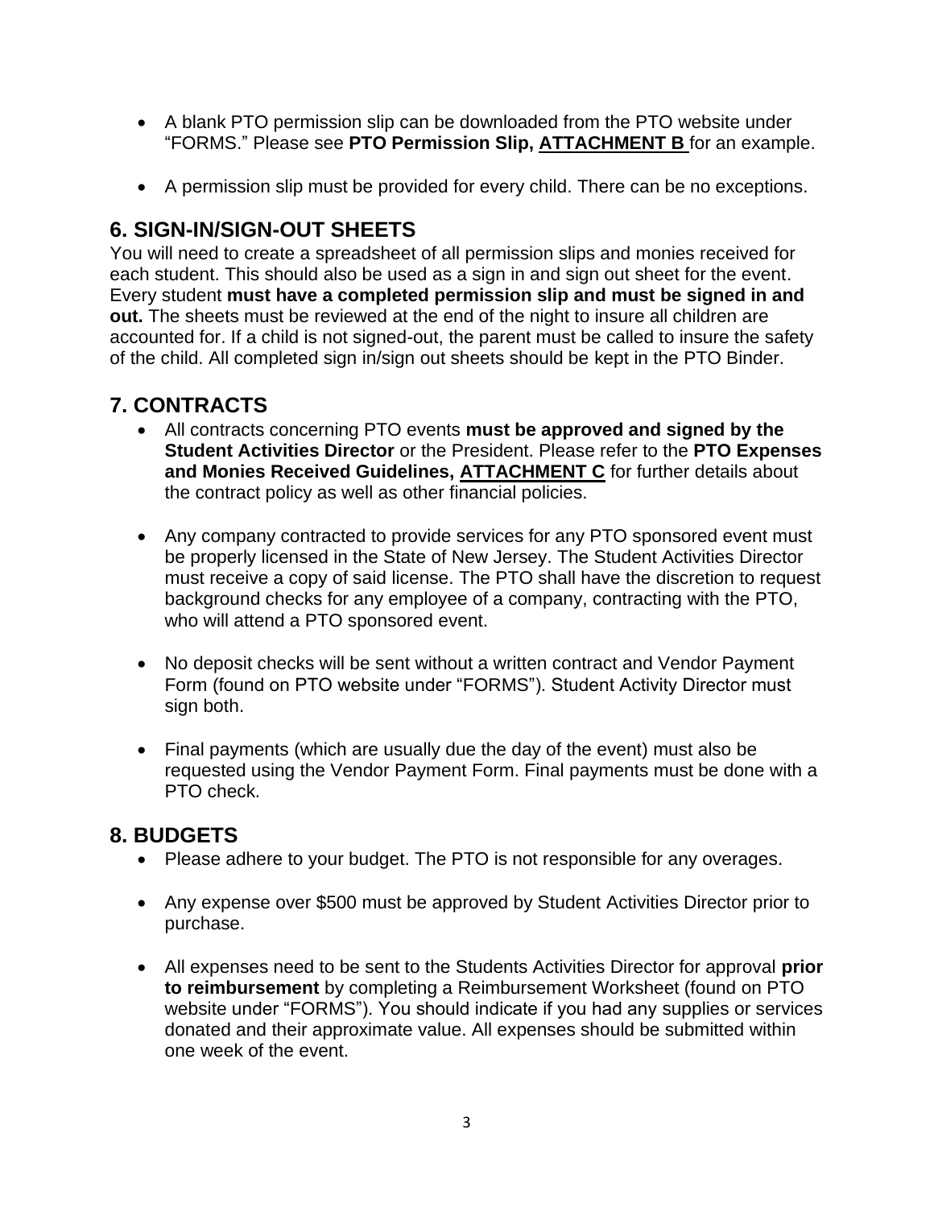- A blank PTO permission slip can be downloaded from the PTO website under "FORMS." Please see **PTO Permission Slip, ATTACHMENT B** for an example.

- A permission slip must be provided for every child. There can be no exceptions.

## 6. SIGN-IN/SIGN-OUT SHEETS

You will need to create a spreadsheet of all permission slips and monies received for each student. This should also be used as a sign in and sign out sheet for the event. Every student **must have a completed permission slip and must be signed in and out.** The sheets must be reviewed at the end of the night to insure all children are accounted for. If a child is not signed-out, the parent must be called to insure the safety of the child. All completed sign in/sign out sheets should be kept in the PTO Binder.

## 7. CONTRACTS

- All contracts concerning PTO events **must be approved and signed by the Student Activities Director** or the President. Please refer to the **PTO Expenses and Monies Received Guidelines, ATTACHMENT C** for further details about the contract policy as well as other financial policies.

- Any company contracted to provide services for any PTO sponsored event must be properly licensed in the State of New Jersey. The Student Activities Director must receive a copy of said license. The PTO shall have the discretion to request background checks for any employee of a company, contracting with the PTO, who will attend a PTO sponsored event.

- No deposit checks will be sent without a written contract and Vendor Payment Form (found on PTO website under "FORMS"). Student Activity Director must sign both.

- Final payments (which are usually due the day of the event) must also be requested using the Vendor Payment Form. Final payments must be done with a PTO check.

## 8. BUDGETS

- Please adhere to your budget. The PTO is not responsible for any overages.

- Any expense over $500 must be approved by Student Activities Director prior to purchase.

- All expenses need to be sent to the Students Activities Director for approval **prior to reimbursement** by completing a Reimbursement Worksheet (found on PTO website under "FORMS"). You should indicate if you had any supplies or services donated and their approximate value. All expenses should be submitted within one week of the event.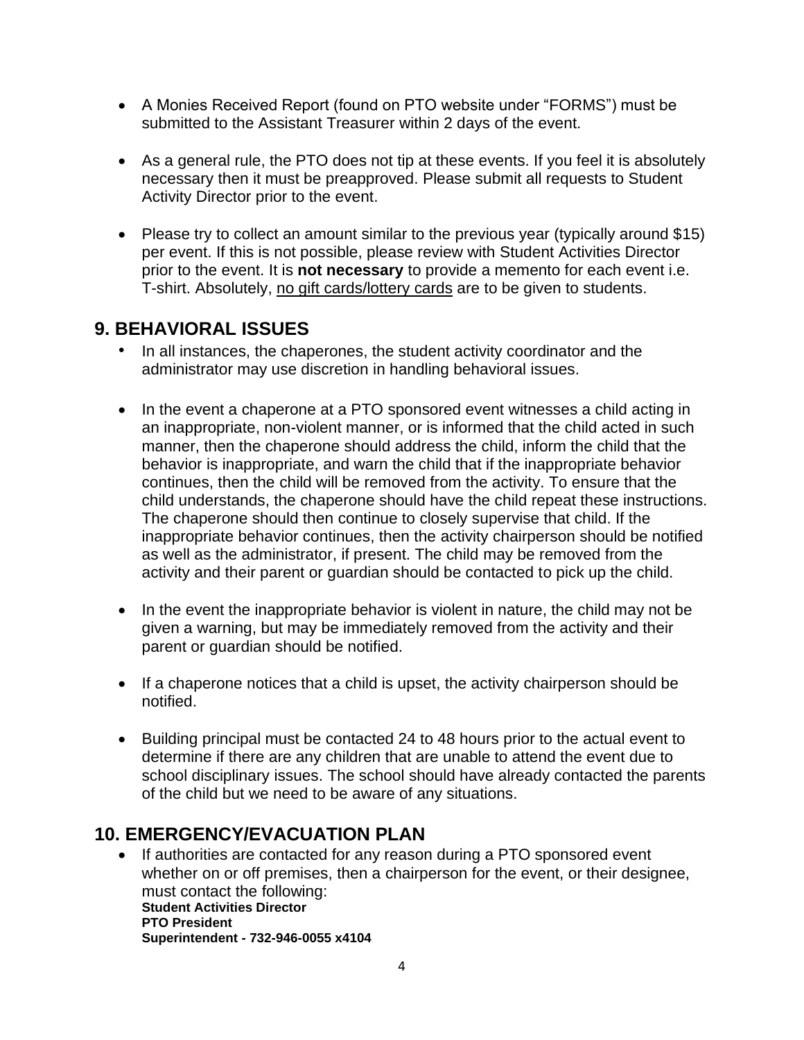- A Monies Received Report (found on PTO website under "FORMS") must be submitted to the Assistant Treasurer within 2 days of the event.

- As a general rule, the PTO does not tip at these events. If you feel it is absolutely necessary then it must be preapproved. Please submit all requests to Student Activity Director prior to the event.

- Please try to collect an amount similar to the previous year (typically around $15) per event. If this is not possible, please review with Student Activities Director prior to the event. It is **not necessary** to provide a memento for each event i.e. T-shirt. Absolutely, <u>no gift cards/lottery cards</u> are to be given to students.

## 9. BEHAVIORAL ISSUES

- In all instances, the chaperones, the student activity coordinator and the administrator may use discretion in handling behavioral issues.

- In the event a chaperone at a PTO sponsored event witnesses a child acting in an inappropriate, non-violent manner, or is informed that the child acted in such manner, then the chaperone should address the child, inform the child that the behavior is inappropriate, and warn the child that if the inappropriate behavior continues, then the child will be removed from the activity. To ensure that the child understands, the chaperone should have the child repeat these instructions. The chaperone should then continue to closely supervise that child. If the inappropriate behavior continues, then the activity chairperson should be notified as well as the administrator, if present. The child may be removed from the activity and their parent or guardian should be contacted to pick up the child.

- In the event the inappropriate behavior is violent in nature, the child may not be given a warning, but may be immediately removed from the activity and their parent or guardian should be notified.

- If a chaperone notices that a child is upset, the activity chairperson should be notified.

- Building principal must be contacted 24 to 48 hours prior to the actual event to determine if there are any children that are unable to attend the event due to school disciplinary issues. The school should have already contacted the parents of the child but we need to be aware of any situations.

## 10. EMERGENCY/EVACUATION PLAN

- If authorities are contacted for any reason during a PTO sponsored event whether on or off premises, then a chairperson for the event, or their designee, must contact the following:
  **Student Activities Director**
  **PTO President**
  **Superintendent - 732-946-0055 x4104**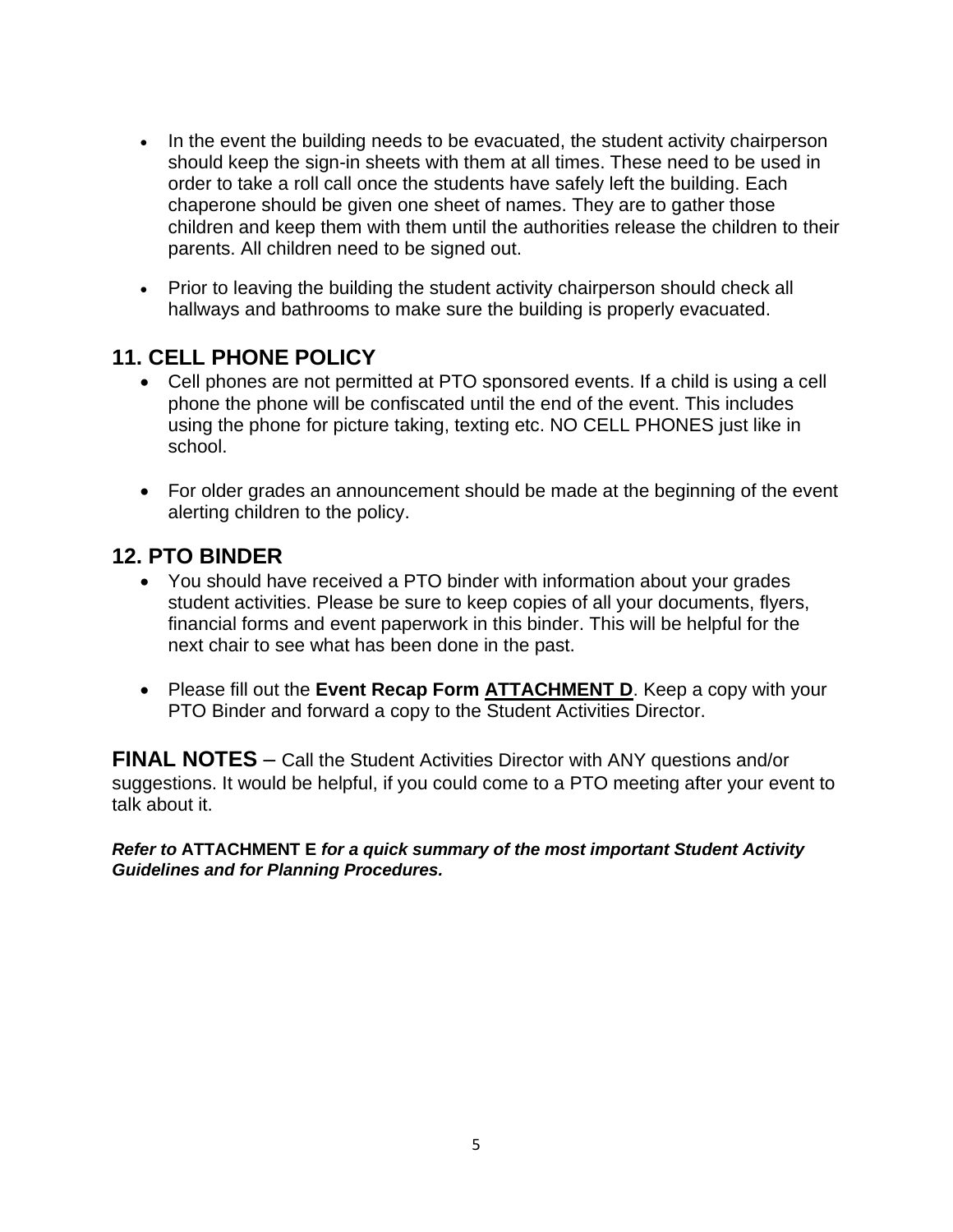- In the event the building needs to be evacuated, the student activity chairperson should keep the sign-in sheets with them at all times. These need to be used in order to take a roll call once the students have safely left the building. Each chaperone should be given one sheet of names. They are to gather those children and keep them with them until the authorities release the children to their parents. All children need to be signed out.

- Prior to leaving the building the student activity chairperson should check all hallways and bathrooms to make sure the building is properly evacuated.

## 11. CELL PHONE POLICY

- Cell phones are not permitted at PTO sponsored events. If a child is using a cell phone the phone will be confiscated until the end of the event. This includes using the phone for picture taking, texting etc. NO CELL PHONES just like in school.

- For older grades an announcement should be made at the beginning of the event alerting children to the policy.

## 12. PTO BINDER

- You should have received a PTO binder with information about your grades student activities. Please be sure to keep copies of all your documents, flyers, financial forms and event paperwork in this binder. This will be helpful for the next chair to see what has been done in the past.

- Please fill out the **Event Recap Form** **ATTACHMENT D**. Keep a copy with your PTO Binder and forward a copy to the Student Activities Director.

**FINAL NOTES** – Call the Student Activities Director with ANY questions and/or suggestions. It would be helpful, if you could come to a PTO meeting after your event to talk about it.

***Refer to* ATTACHMENT E *for a quick summary of the most important Student Activity Guidelines and for Planning Procedures.***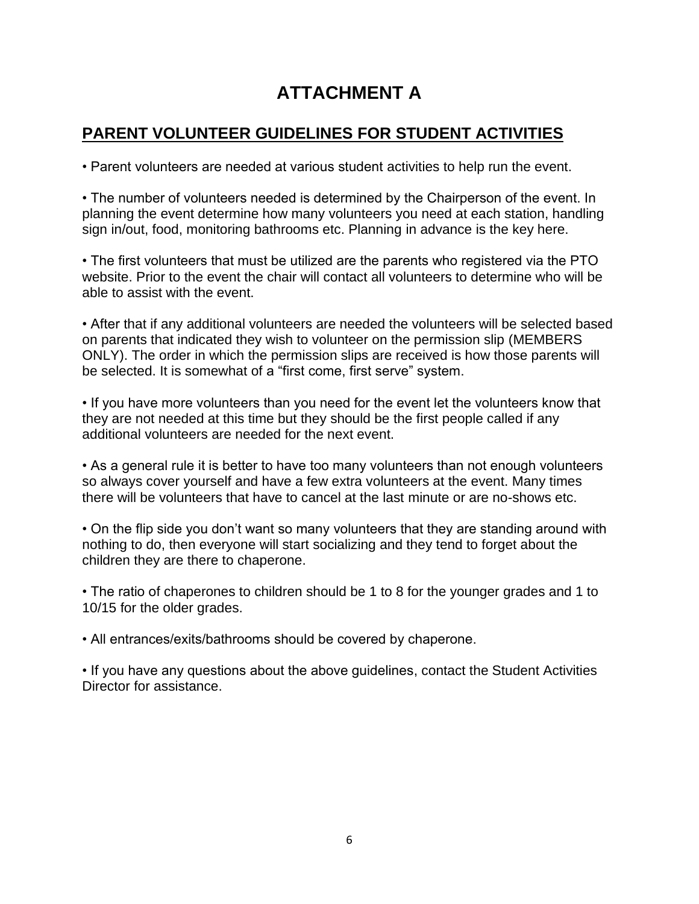# ATTACHMENT A

## PARENT VOLUNTEER GUIDELINES FOR STUDENT ACTIVITIES

• Parent volunteers are needed at various student activities to help run the event.

• The number of volunteers needed is determined by the Chairperson of the event. In planning the event determine how many volunteers you need at each station, handling sign in/out, food, monitoring bathrooms etc. Planning in advance is the key here.

• The first volunteers that must be utilized are the parents who registered via the PTO website. Prior to the event the chair will contact all volunteers to determine who will be able to assist with the event.

• After that if any additional volunteers are needed the volunteers will be selected based on parents that indicated they wish to volunteer on the permission slip (MEMBERS ONLY). The order in which the permission slips are received is how those parents will be selected. It is somewhat of a "first come, first serve" system.

• If you have more volunteers than you need for the event let the volunteers know that they are not needed at this time but they should be the first people called if any additional volunteers are needed for the next event.

• As a general rule it is better to have too many volunteers than not enough volunteers so always cover yourself and have a few extra volunteers at the event. Many times there will be volunteers that have to cancel at the last minute or are no-shows etc.

• On the flip side you don't want so many volunteers that they are standing around with nothing to do, then everyone will start socializing and they tend to forget about the children they are there to chaperone.

• The ratio of chaperones to children should be 1 to 8 for the younger grades and 1 to 10/15 for the older grades.

• All entrances/exits/bathrooms should be covered by chaperone.

• If you have any questions about the above guidelines, contact the Student Activities Director for assistance.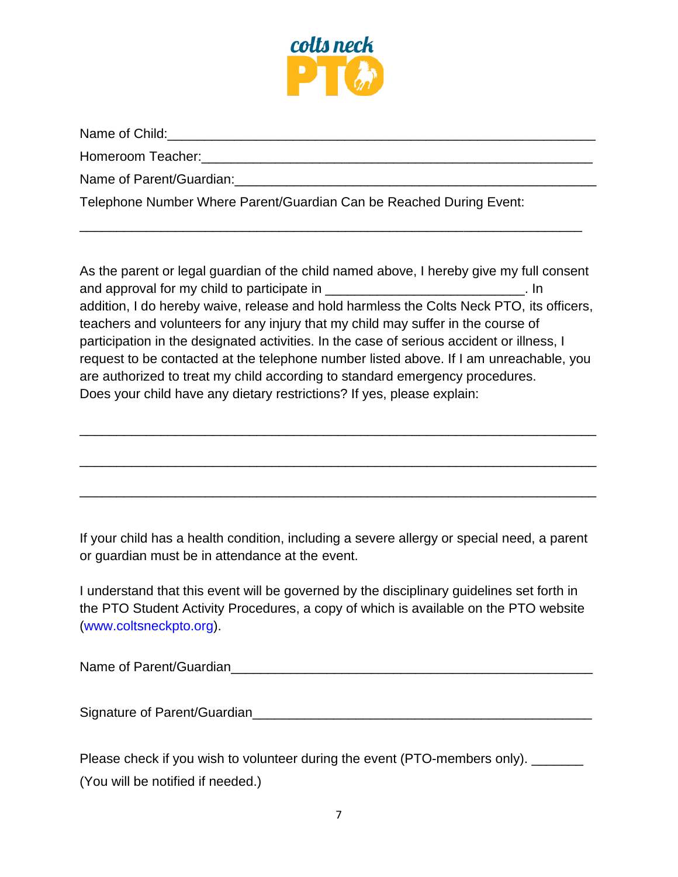colts neck PTO

Name of Child:___________________________________________________________

Homeroom Teacher:______________________________________________________

Name of Parent/Guardian:_________________________________________________

Telephone Number Where Parent/Guardian Can be Reached During Event:

________________________________________________________________________

As the parent or legal guardian of the child named above, I hereby give my full consent and approval for my child to participate in ___________________________. In addition, I do hereby waive, release and hold harmless the Colts Neck PTO, its officers, teachers and volunteers for any injury that my child may suffer in the course of participation in the designated activities. In the case of serious accident or illness, I request to be contacted at the telephone number listed above. If I am unreachable, you are authorized to treat my child according to standard emergency procedures.
Does your child have any dietary restrictions? If yes, please explain:

________________________________________________________________________

________________________________________________________________________

________________________________________________________________________

If your child has a health condition, including a severe allergy or special need, a parent or guardian must be in attendance at the event.

I understand that this event will be governed by the disciplinary guidelines set forth in the PTO Student Activity Procedures, a copy of which is available on the PTO website (www.coltsneckpto.org).

Name of Parent/Guardian__________________________________________________

Signature of Parent/Guardian_______________________________________________

Please check if you wish to volunteer during the event (PTO-members only). _______
(You will be notified if needed.)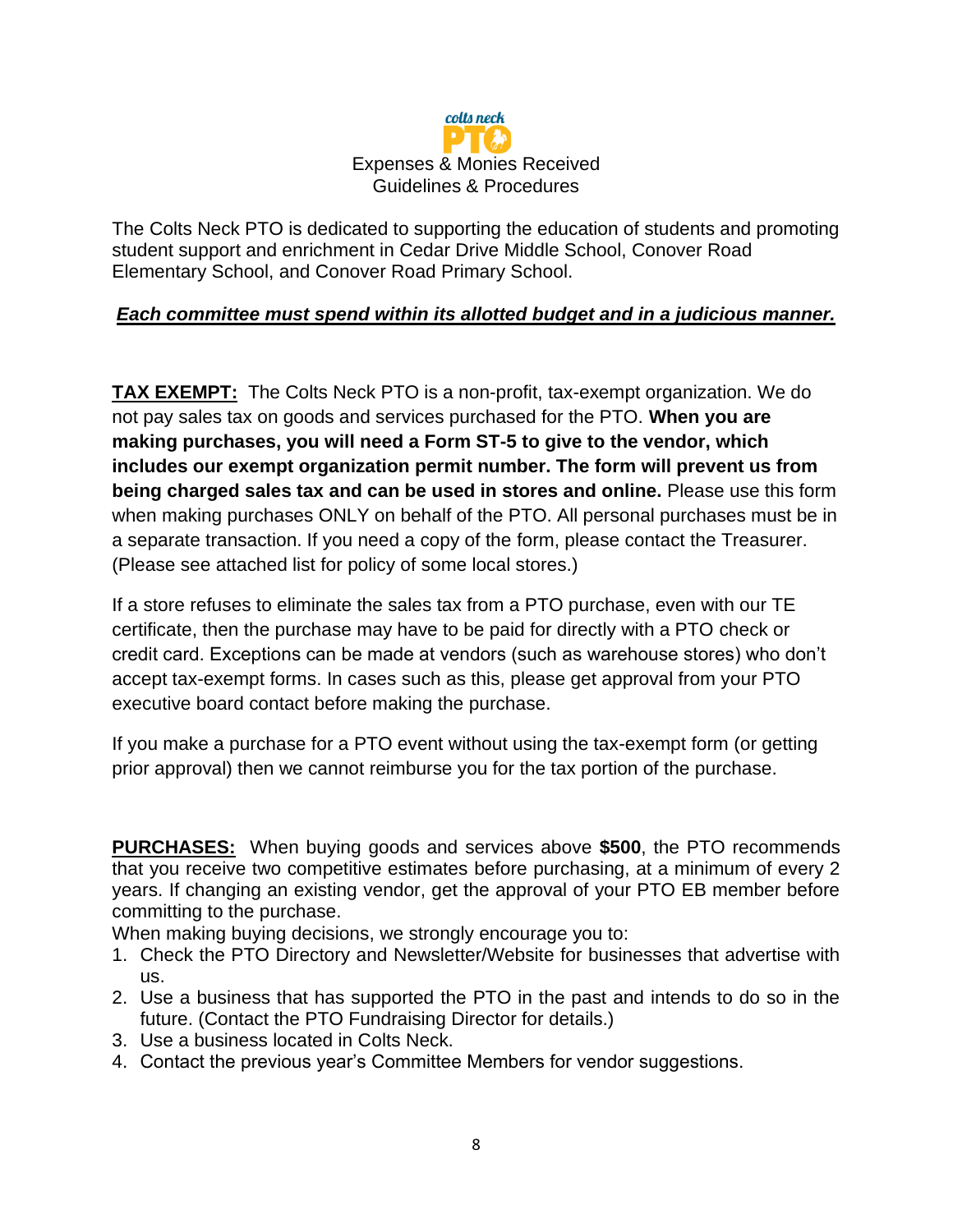# Expenses & Monies Received Guidelines & Procedures

The Colts Neck PTO is dedicated to supporting the education of students and promoting student support and enrichment in Cedar Drive Middle School, Conover Road Elementary School, and Conover Road Primary School.

***Each committee must spend within its allotted budget and in a judicious manner.***

**TAX EXEMPT:** The Colts Neck PTO is a non-profit, tax-exempt organization. We do not pay sales tax on goods and services purchased for the PTO. **When you are making purchases, you will need a Form ST-5 to give to the vendor, which includes our exempt organization permit number. The form will prevent us from being charged sales tax and can be used in stores and online.** Please use this form when making purchases ONLY on behalf of the PTO. All personal purchases must be in a separate transaction. If you need a copy of the form, please contact the Treasurer. (Please see attached list for policy of some local stores.)

If a store refuses to eliminate the sales tax from a PTO purchase, even with our TE certificate, then the purchase may have to be paid for directly with a PTO check or credit card. Exceptions can be made at vendors (such as warehouse stores) who don't accept tax-exempt forms. In cases such as this, please get approval from your PTO executive board contact before making the purchase.

If you make a purchase for a PTO event without using the tax-exempt form (or getting prior approval) then we cannot reimburse you for the tax portion of the purchase.

**PURCHASES:** When buying goods and services above **$500**, the PTO recommends that you receive two competitive estimates before purchasing, at a minimum of every 2 years. If changing an existing vendor, get the approval of your PTO EB member before committing to the purchase.

When making buying decisions, we strongly encourage you to:

1. Check the PTO Directory and Newsletter/Website for businesses that advertise with us.
2. Use a business that has supported the PTO in the past and intends to do so in the future. (Contact the PTO Fundraising Director for details.)
3. Use a business located in Colts Neck.
4. Contact the previous year's Committee Members for vendor suggestions.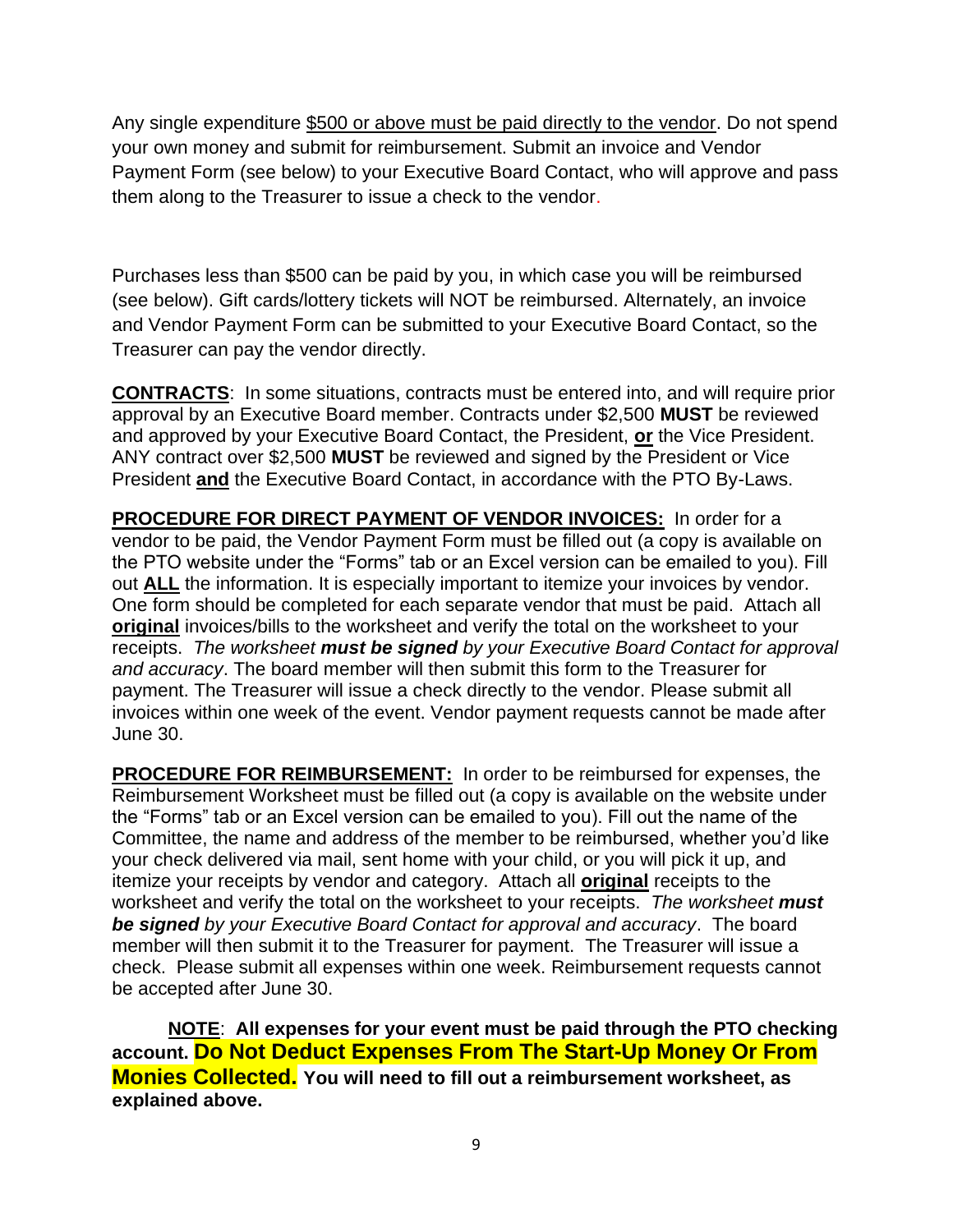Any single expenditure $500 or above must be paid directly to the vendor. Do not spend your own money and submit for reimbursement. Submit an invoice and Vendor Payment Form (see below) to your Executive Board Contact, who will approve and pass them along to the Treasurer to issue a check to the vendor.

Purchases less than $500 can be paid by you, in which case you will be reimbursed (see below). Gift cards/lottery tickets will NOT be reimbursed. Alternately, an invoice and Vendor Payment Form can be submitted to your Executive Board Contact, so the Treasurer can pay the vendor directly.

**CONTRACTS**: In some situations, contracts must be entered into, and will require prior approval by an Executive Board member. Contracts under $2,500 **MUST** be reviewed and approved by your Executive Board Contact, the President, **or** the Vice President. ANY contract over $2,500 **MUST** be reviewed and signed by the President or Vice President **and** the Executive Board Contact, in accordance with the PTO By-Laws.

**PROCEDURE FOR DIRECT PAYMENT OF VENDOR INVOICES:** In order for a vendor to be paid, the Vendor Payment Form must be filled out (a copy is available on the PTO website under the "Forms" tab or an Excel version can be emailed to you). Fill out **ALL** the information. It is especially important to itemize your invoices by vendor. One form should be completed for each separate vendor that must be paid. Attach all **original** invoices/bills to the worksheet and verify the total on the worksheet to your receipts. *The worksheet **must be signed** by your Executive Board Contact for approval and accuracy*. The board member will then submit this form to the Treasurer for payment. The Treasurer will issue a check directly to the vendor. Please submit all invoices within one week of the event. Vendor payment requests cannot be made after June 30.

**PROCEDURE FOR REIMBURSEMENT:** In order to be reimbursed for expenses, the Reimbursement Worksheet must be filled out (a copy is available on the website under the "Forms" tab or an Excel version can be emailed to you). Fill out the name of the Committee, the name and address of the member to be reimbursed, whether you'd like your check delivered via mail, sent home with your child, or you will pick it up, and itemize your receipts by vendor and category. Attach all **original** receipts to the worksheet and verify the total on the worksheet to your receipts. *The worksheet **must be signed** by your Executive Board Contact for approval and accuracy*. The board member will then submit it to the Treasurer for payment. The Treasurer will issue a check. Please submit all expenses within one week. Reimbursement requests cannot be accepted after June 30.

**NOTE**: **All expenses for your event must be paid through the PTO checking account. Do Not Deduct Expenses From The Start-Up Money Or From Monies Collected. You will need to fill out a reimbursement worksheet, as explained above.**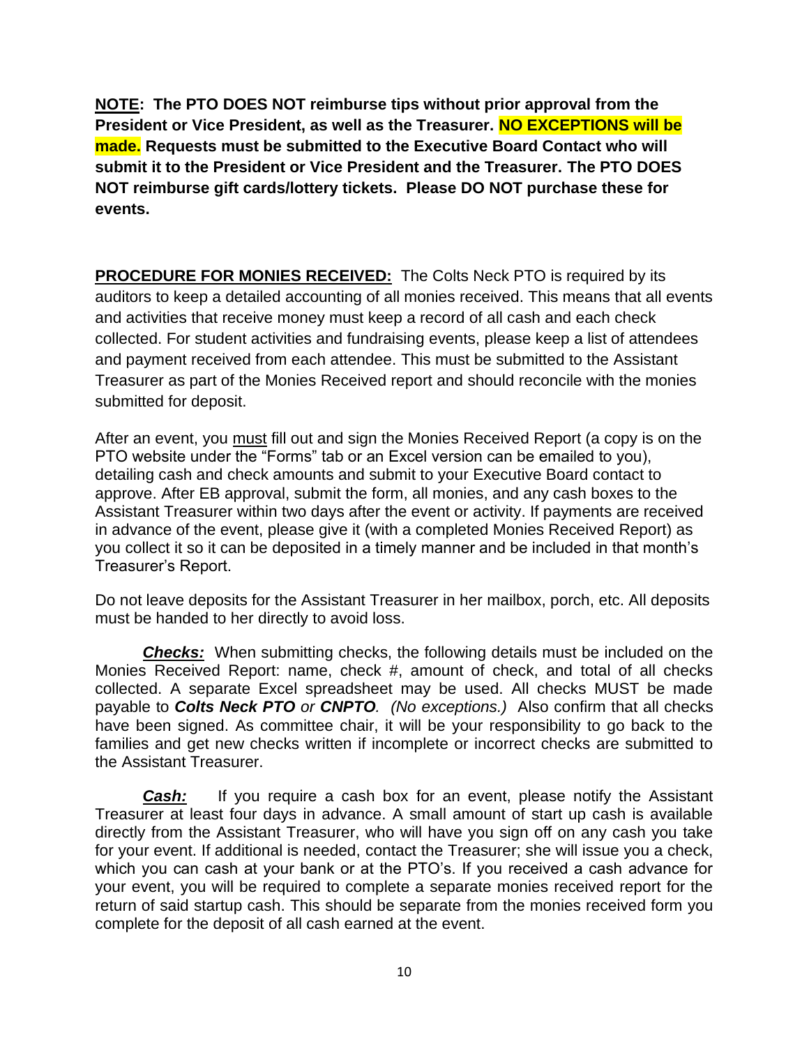**<u>NOTE</u>: The PTO DOES NOT reimburse tips without prior approval from the President or Vice President, as well as the Treasurer. NO EXCEPTIONS will be made. Requests must be submitted to the Executive Board Contact who will submit it to the President or Vice President and the Treasurer. The PTO DOES NOT reimburse gift cards/lottery tickets. Please DO NOT purchase these for events.**

**<u>PROCEDURE FOR MONIES RECEIVED:</u>** The Colts Neck PTO is required by its auditors to keep a detailed accounting of all monies received. This means that all events and activities that receive money must keep a record of all cash and each check collected. For student activities and fundraising events, please keep a list of attendees and payment received from each attendee. This must be submitted to the Assistant Treasurer as part of the Monies Received report and should reconcile with the monies submitted for deposit.

After an event, you <u>must</u> fill out and sign the Monies Received Report (a copy is on the PTO website under the "Forms" tab or an Excel version can be emailed to you), detailing cash and check amounts and submit to your Executive Board contact to approve. After EB approval, submit the form, all monies, and any cash boxes to the Assistant Treasurer within two days after the event or activity. If payments are received in advance of the event, please give it (with a completed Monies Received Report) as you collect it so it can be deposited in a timely manner and be included in that month's Treasurer's Report.

Do not leave deposits for the Assistant Treasurer in her mailbox, porch, etc. All deposits must be handed to her directly to avoid loss.

***<u>Checks:</u>*** When submitting checks, the following details must be included on the Monies Received Report: name, check #, amount of check, and total of all checks collected. A separate Excel spreadsheet may be used. All checks MUST be made payable to ***Colts Neck PTO*** *or* ***CNPTO****. (No exceptions.)* Also confirm that all checks have been signed. As committee chair, it will be your responsibility to go back to the families and get new checks written if incomplete or incorrect checks are submitted to the Assistant Treasurer.

***<u>Cash:</u>*** If you require a cash box for an event, please notify the Assistant Treasurer at least four days in advance. A small amount of start up cash is available directly from the Assistant Treasurer, who will have you sign off on any cash you take for your event. If additional is needed, contact the Treasurer; she will issue you a check, which you can cash at your bank or at the PTO's. If you received a cash advance for your event, you will be required to complete a separate monies received report for the return of said startup cash. This should be separate from the monies received form you complete for the deposit of all cash earned at the event.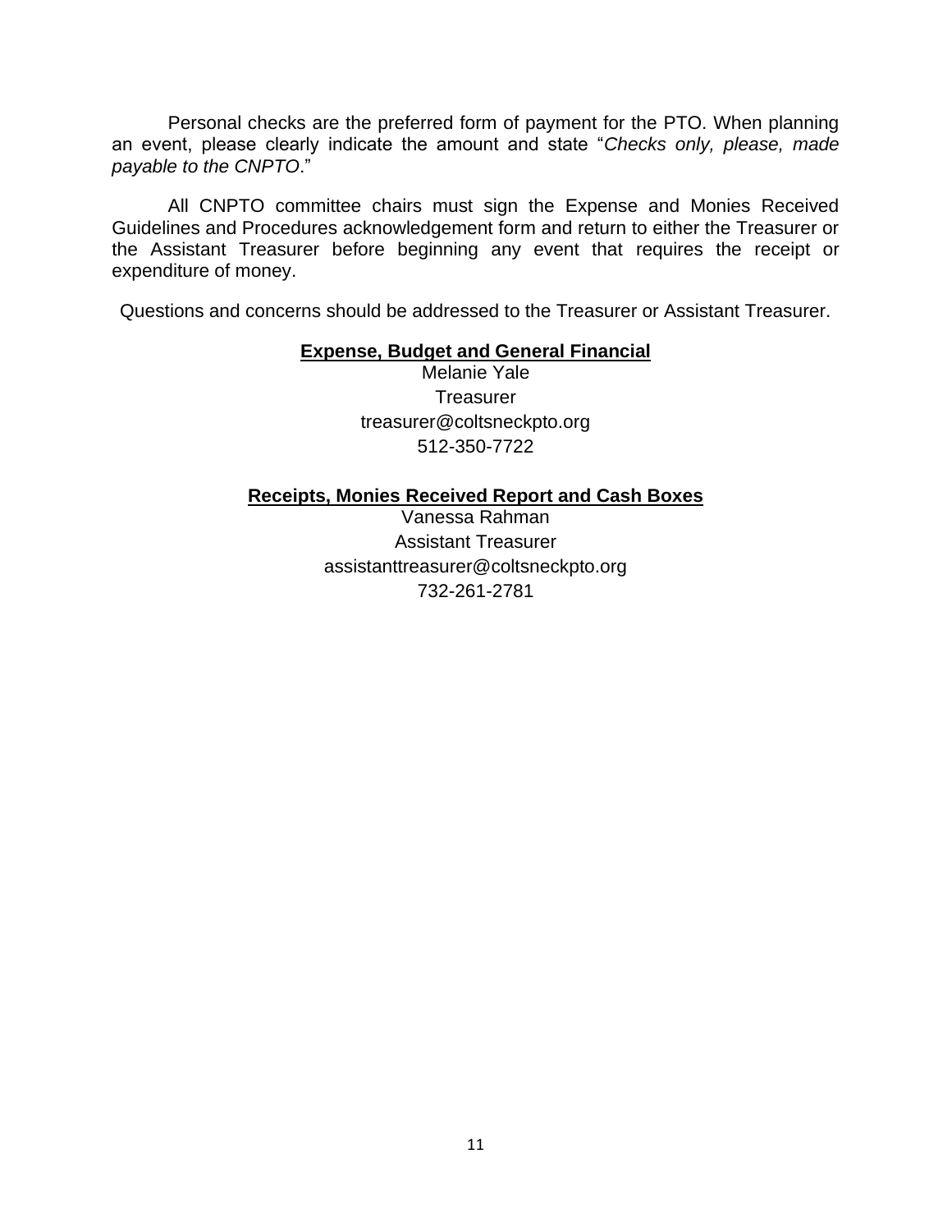Personal checks are the preferred form of payment for the PTO. When planning an event, please clearly indicate the amount and state "*Checks only, please, made payable to the CNPTO*."

All CNPTO committee chairs must sign the Expense and Monies Received Guidelines and Procedures acknowledgement form and return to either the Treasurer or the Assistant Treasurer before beginning any event that requires the receipt or expenditure of money.

Questions and concerns should be addressed to the Treasurer or Assistant Treasurer.

**Expense, Budget and General Financial**

Melanie Yale
Treasurer
treasurer@coltsneckpto.org
512-350-7722

**Receipts, Monies Received Report and Cash Boxes**

Vanessa Rahman
Assistant Treasurer
assistanttreasurer@coltsneckpto.org
732-261-2781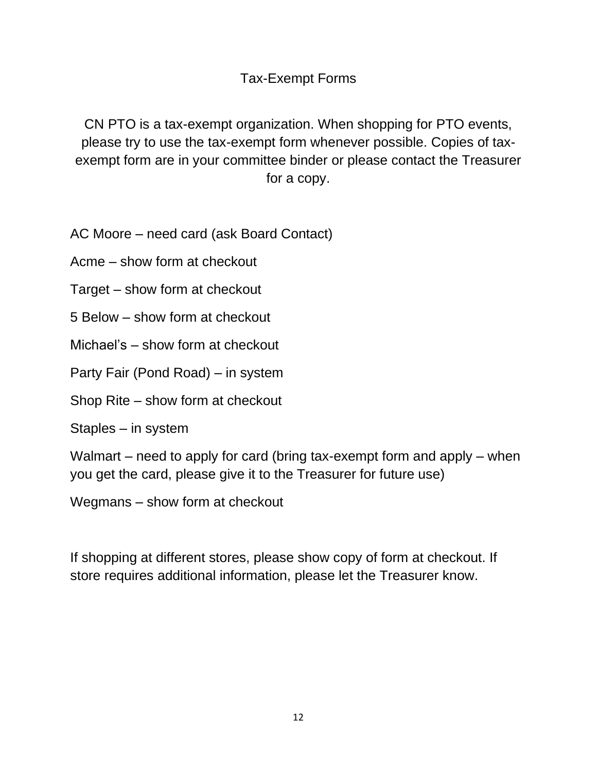# Tax-Exempt Forms

CN PTO is a tax-exempt organization. When shopping for PTO events, please try to use the tax-exempt form whenever possible. Copies of tax-exempt form are in your committee binder or please contact the Treasurer for a copy.

AC Moore – need card (ask Board Contact)

Acme – show form at checkout

Target – show form at checkout

5 Below – show form at checkout

Michael's – show form at checkout

Party Fair (Pond Road) – in system

Shop Rite – show form at checkout

Staples – in system

Walmart – need to apply for card (bring tax-exempt form and apply – when you get the card, please give it to the Treasurer for future use)

Wegmans – show form at checkout

If shopping at different stores, please show copy of form at checkout. If store requires additional information, please let the Treasurer know.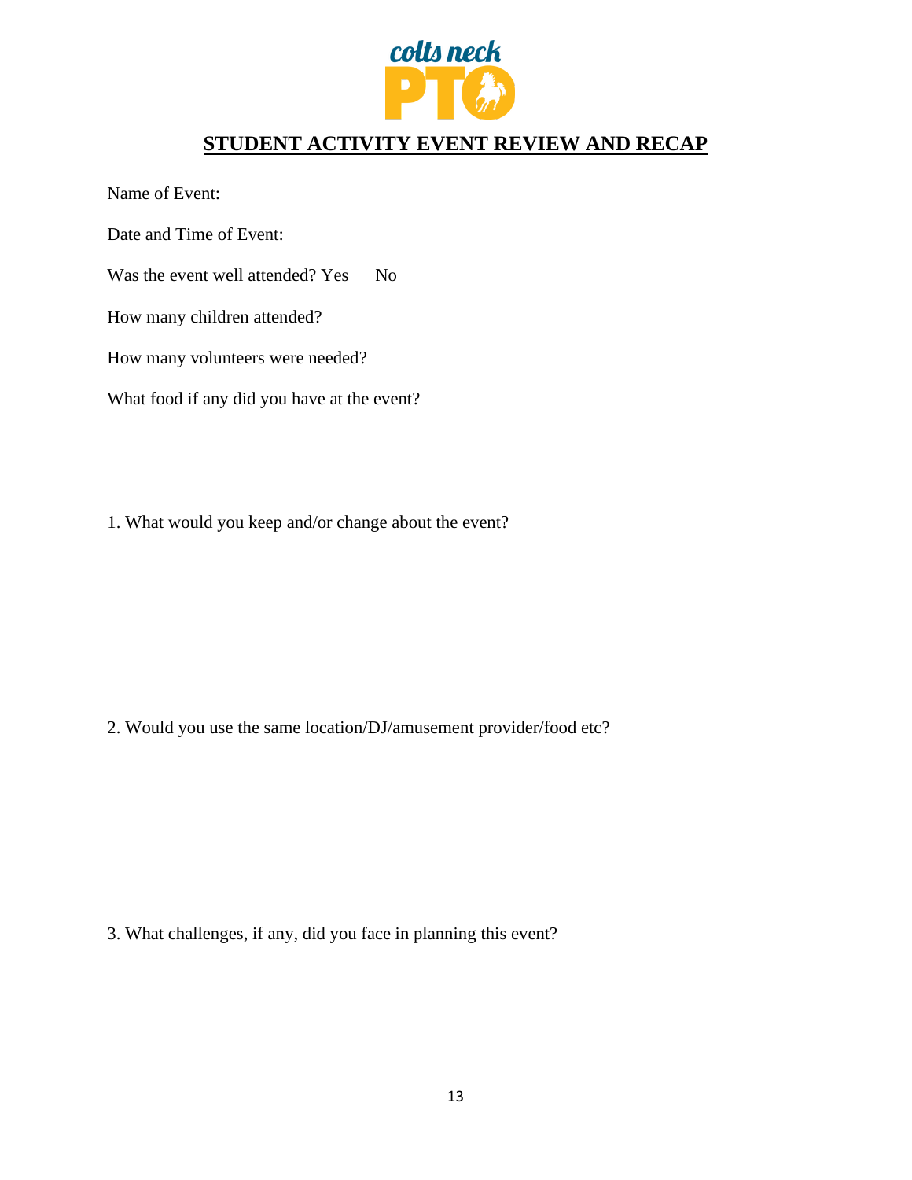# STUDENT ACTIVITY EVENT REVIEW AND RECAP

Name of Event:

Date and Time of Event:

Was the event well attended? Yes No

How many children attended?

How many volunteers were needed?

What food if any did you have at the event?

1. What would you keep and/or change about the event?

2. Would you use the same location/DJ/amusement provider/food etc?

3. What challenges, if any, did you face in planning this event?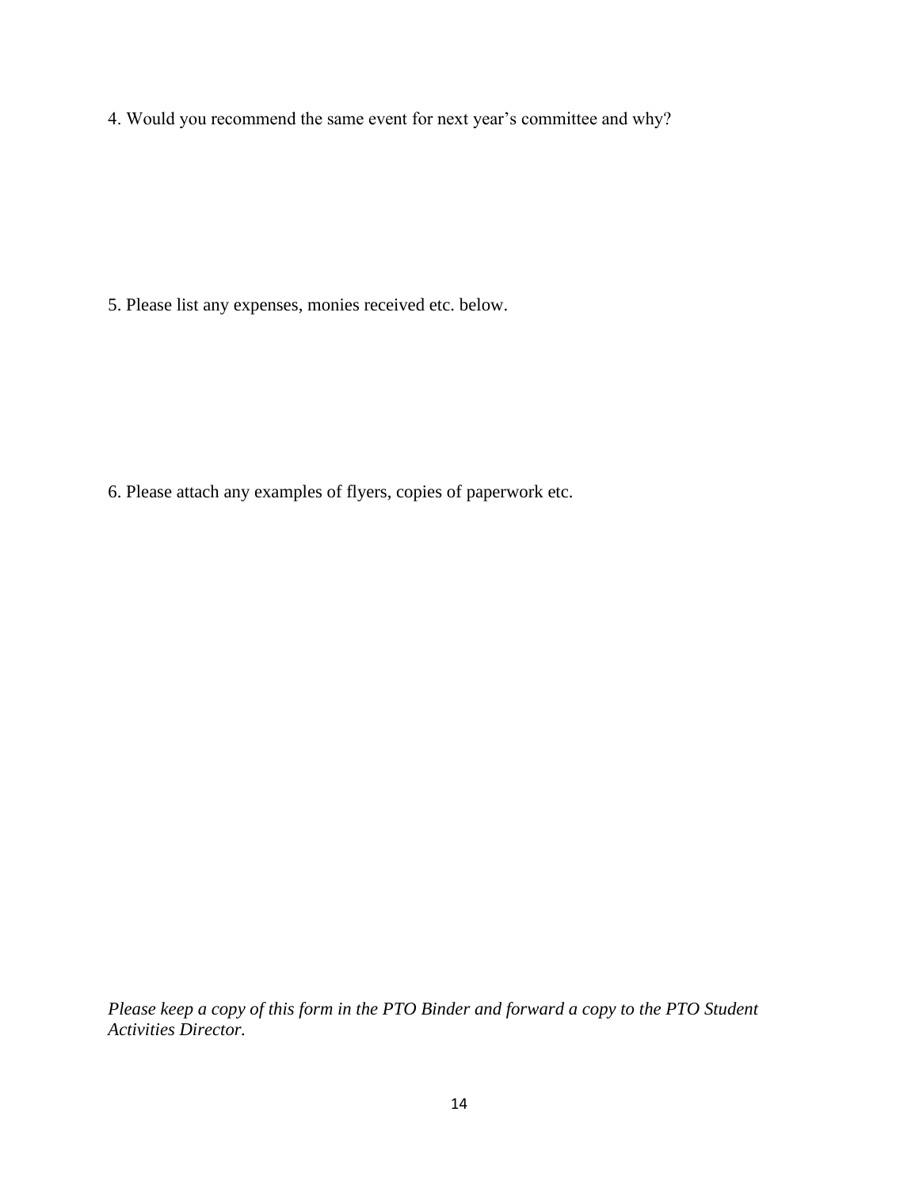4. Would you recommend the same event for next year's committee and why?

5. Please list any expenses, monies received etc. below.

6. Please attach any examples of flyers, copies of paperwork etc.

*Please keep a copy of this form in the PTO Binder and forward a copy to the PTO Student Activities Director.*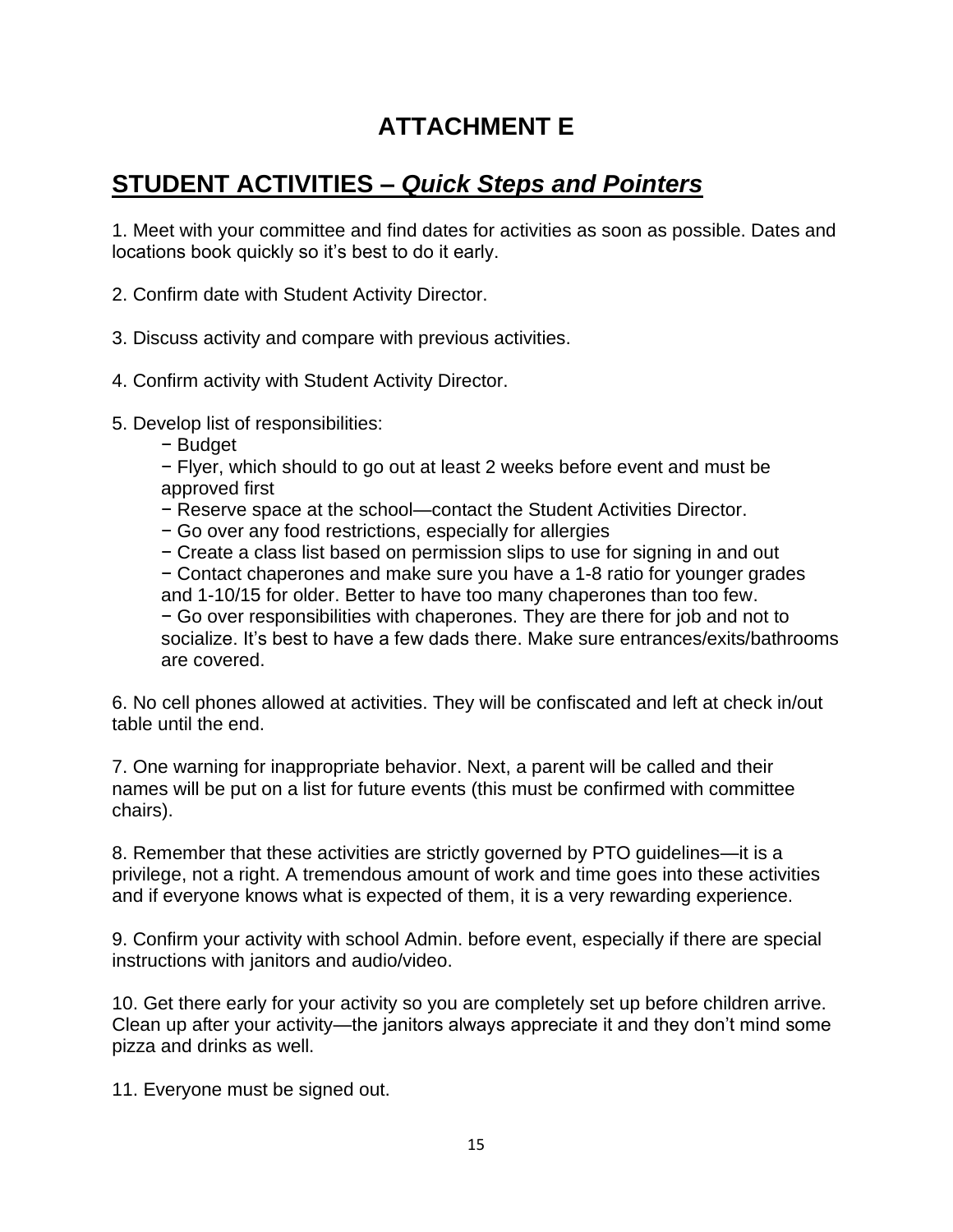# ATTACHMENT E

## <u>STUDENT ACTIVITIES – *Quick Steps and Pointers*</u>

1. Meet with your committee and find dates for activities as soon as possible. Dates and locations book quickly so it's best to do it early.

2. Confirm date with Student Activity Director.

3. Discuss activity and compare with previous activities.

4. Confirm activity with Student Activity Director.

5. Develop list of responsibilities:
   - Budget
   - Flyer, which should to go out at least 2 weeks before event and must be approved first
   - Reserve space at the school—contact the Student Activities Director.
   - Go over any food restrictions, especially for allergies
   - Create a class list based on permission slips to use for signing in and out
   - Contact chaperones and make sure you have a 1-8 ratio for younger grades and 1-10/15 for older. Better to have too many chaperones than too few.
   - Go over responsibilities with chaperones. They are there for job and not to socialize. It's best to have a few dads there. Make sure entrances/exits/bathrooms are covered.

6. No cell phones allowed at activities. They will be confiscated and left at check in/out table until the end.

7. One warning for inappropriate behavior. Next, a parent will be called and their names will be put on a list for future events (this must be confirmed with committee chairs).

8. Remember that these activities are strictly governed by PTO guidelines—it is a privilege, not a right. A tremendous amount of work and time goes into these activities and if everyone knows what is expected of them, it is a very rewarding experience.

9. Confirm your activity with school Admin. before event, especially if there are special instructions with janitors and audio/video.

10. Get there early for your activity so you are completely set up before children arrive. Clean up after your activity—the janitors always appreciate it and they don't mind some pizza and drinks as well.

11. Everyone must be signed out.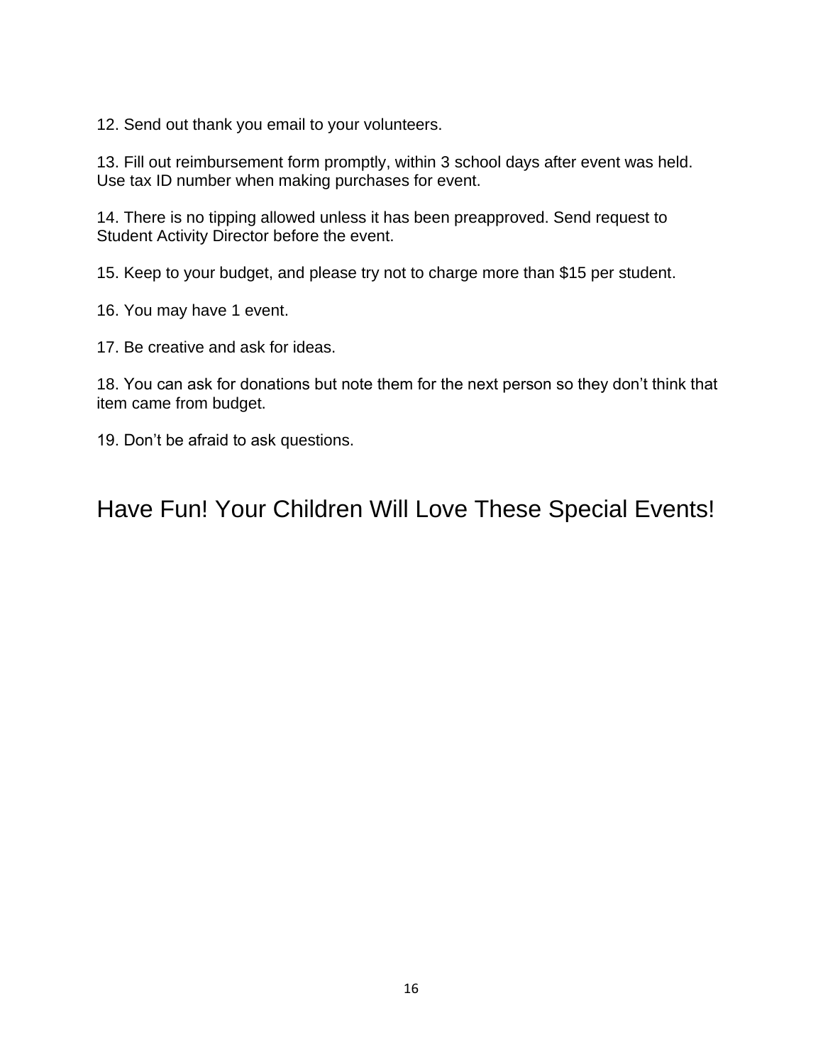12. Send out thank you email to your volunteers.

13. Fill out reimbursement form promptly, within 3 school days after event was held. Use tax ID number when making purchases for event.

14. There is no tipping allowed unless it has been preapproved. Send request to Student Activity Director before the event.

15. Keep to your budget, and please try not to charge more than $15 per student.

16. You may have 1 event.

17. Be creative and ask for ideas.

18. You can ask for donations but note them for the next person so they don't think that item came from budget.

19. Don't be afraid to ask questions.

## Have Fun! Your Children Will Love These Special Events!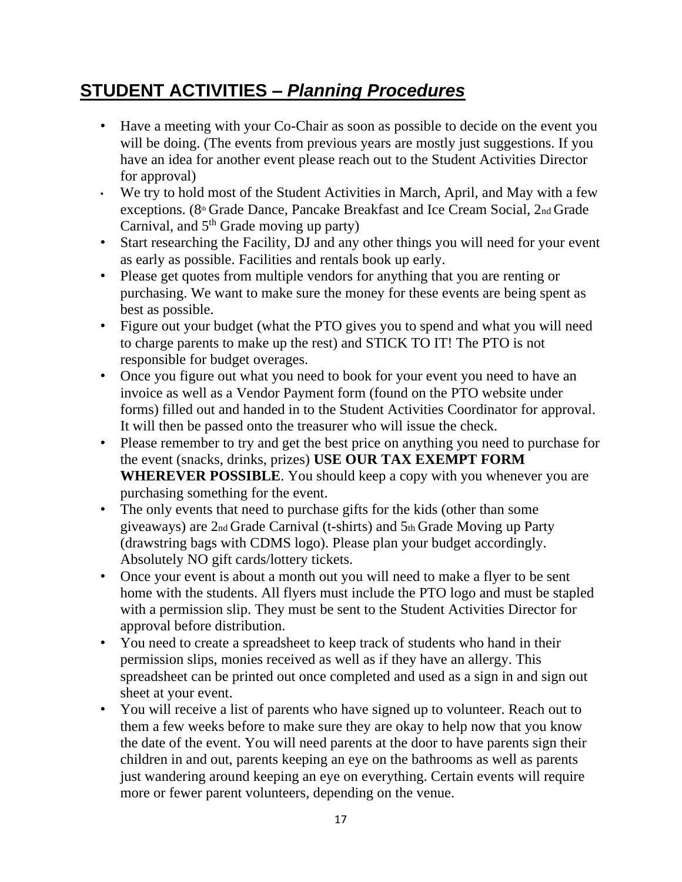# STUDENT ACTIVITIES – *Planning Procedures*

- Have a meeting with your Co-Chair as soon as possible to decide on the event you will be doing. (The events from previous years are mostly just suggestions. If you have an idea for another event please reach out to the Student Activities Director for approval)
- We try to hold most of the Student Activities in March, April, and May with a few exceptions. (8th Grade Dance, Pancake Breakfast and Ice Cream Social, 2nd Grade Carnival, and 5th Grade moving up party)
- Start researching the Facility, DJ and any other things you will need for your event as early as possible. Facilities and rentals book up early.
- Please get quotes from multiple vendors for anything that you are renting or purchasing. We want to make sure the money for these events are being spent as best as possible.
- Figure out your budget (what the PTO gives you to spend and what you will need to charge parents to make up the rest) and STICK TO IT! The PTO is not responsible for budget overages.
- Once you figure out what you need to book for your event you need to have an invoice as well as a Vendor Payment form (found on the PTO website under forms) filled out and handed in to the Student Activities Coordinator for approval. It will then be passed onto the treasurer who will issue the check.
- Please remember to try and get the best price on anything you need to purchase for the event (snacks, drinks, prizes) **USE OUR TAX EXEMPT FORM WHEREVER POSSIBLE**. You should keep a copy with you whenever you are purchasing something for the event.
- The only events that need to purchase gifts for the kids (other than some giveaways) are 2nd Grade Carnival (t-shirts) and 5th Grade Moving up Party (drawstring bags with CDMS logo). Please plan your budget accordingly. Absolutely NO gift cards/lottery tickets.
- Once your event is about a month out you will need to make a flyer to be sent home with the students. All flyers must include the PTO logo and must be stapled with a permission slip. They must be sent to the Student Activities Director for approval before distribution.
- You need to create a spreadsheet to keep track of students who hand in their permission slips, monies received as well as if they have an allergy. This spreadsheet can be printed out once completed and used as a sign in and sign out sheet at your event.
- You will receive a list of parents who have signed up to volunteer. Reach out to them a few weeks before to make sure they are okay to help now that you know the date of the event. You will need parents at the door to have parents sign their children in and out, parents keeping an eye on the bathrooms as well as parents just wandering around keeping an eye on everything. Certain events will require more or fewer parent volunteers, depending on the venue.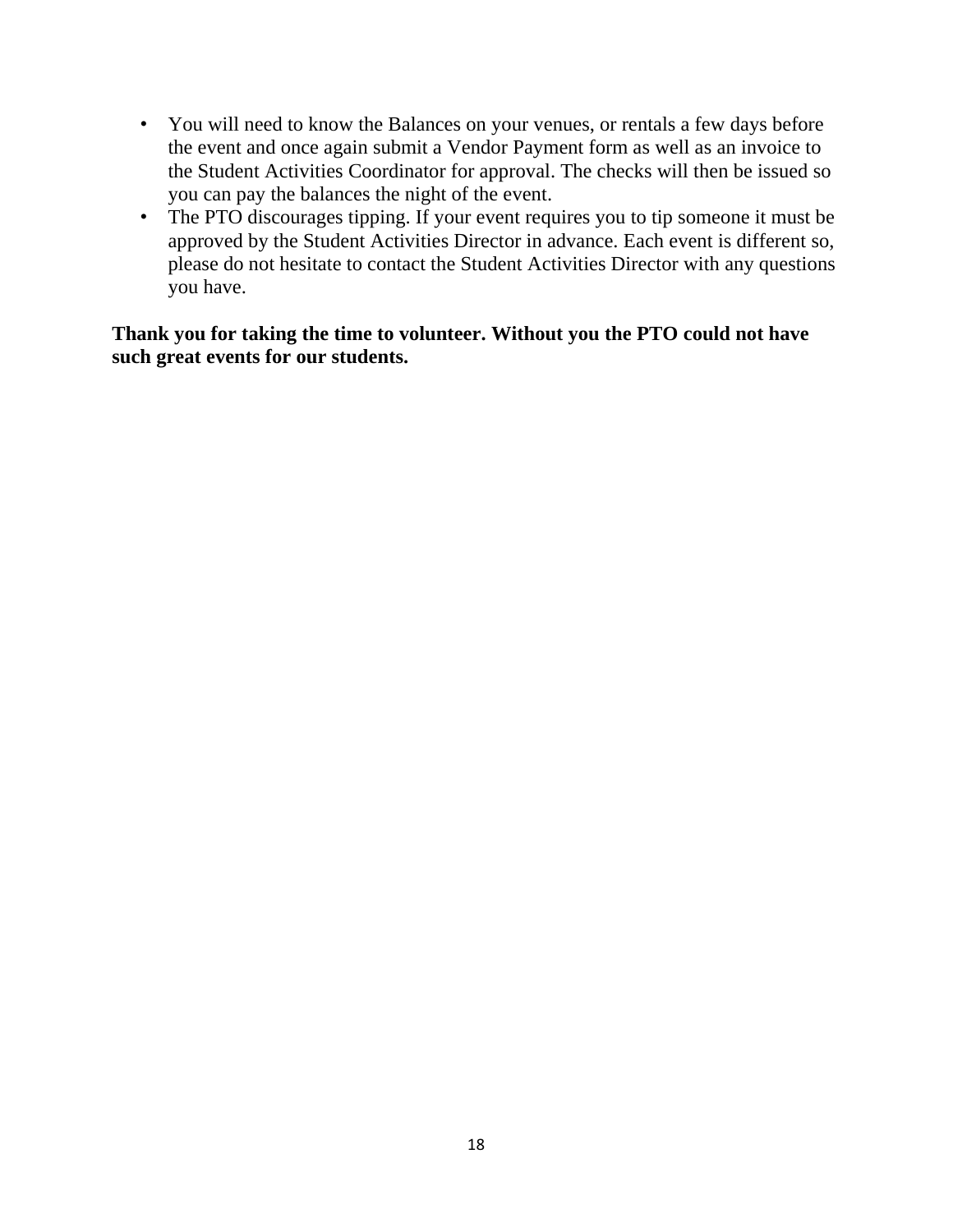- You will need to know the Balances on your venues, or rentals a few days before the event and once again submit a Vendor Payment form as well as an invoice to the Student Activities Coordinator for approval. The checks will then be issued so you can pay the balances the night of the event.
- The PTO discourages tipping. If your event requires you to tip someone it must be approved by the Student Activities Director in advance. Each event is different so, please do not hesitate to contact the Student Activities Director with any questions you have.

**Thank you for taking the time to volunteer. Without you the PTO could not have such great events for our students.**